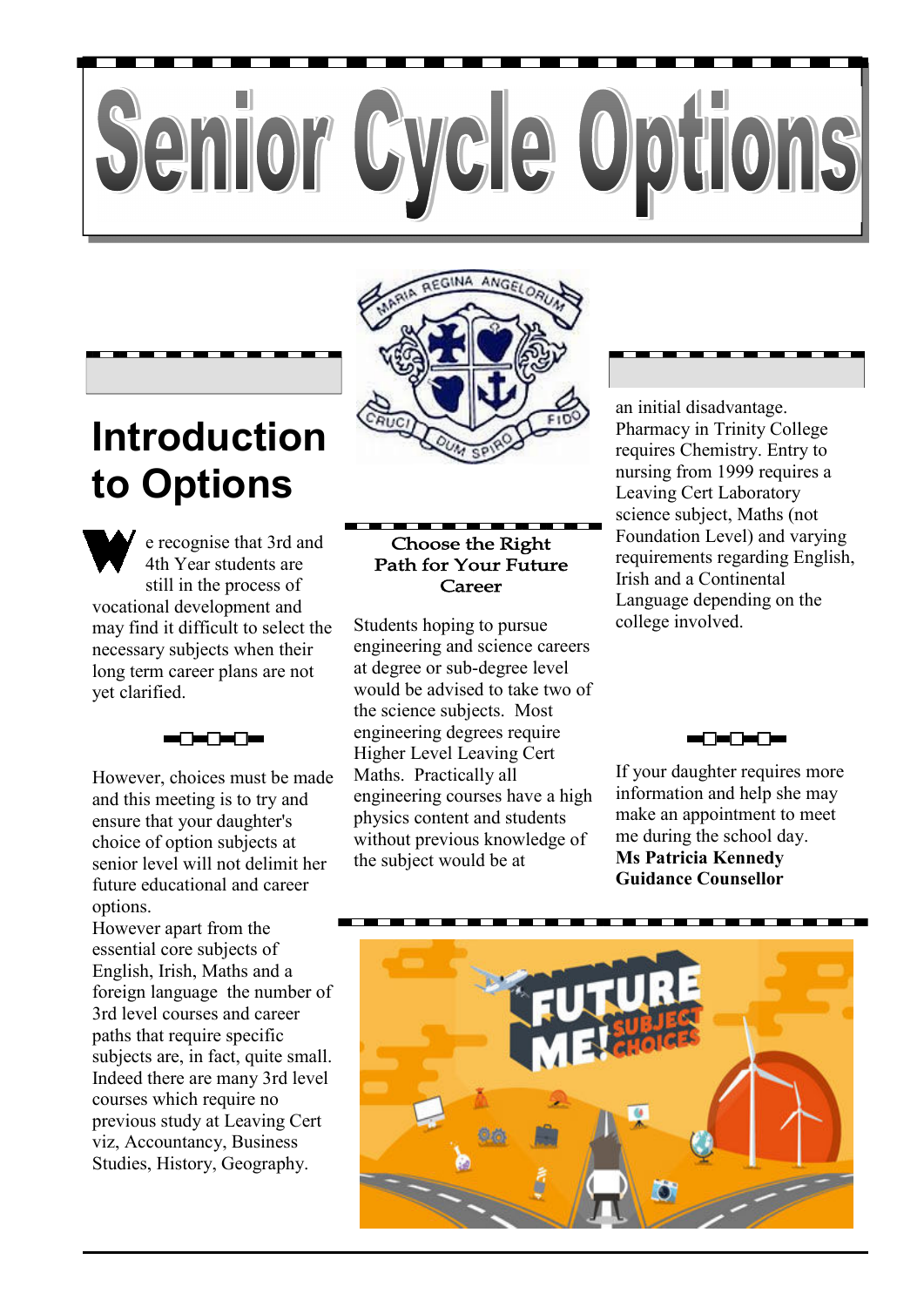# Senior Cycle Options

## Introduction to Options

We recognise that 3rd and 4th Year students are still in the process of vocational development and may find it difficult to select the necessary subjects when their long term career plans are not yet clarified.

However, choices must be made and this meeting is to try and ensure that your daughter's choice of option subjects at senior level will not delimit her future educational and career options.

However apart from the essential core subjects of English, Irish, Maths and a foreign language the number of 3rd level courses and career paths that require specific subjects are, in fact, quite small. Indeed there are many 3rd level courses which require no previous study at Leaving Cert viz, Accountancy, Business Studies, History, Geography.

### Choose the Right Path for Your Future Career

Students hoping to pursue engineering and science careers at degree or sub-degree level would be advised to take two of the science subjects. Most engineering degrees require Higher Level Leaving Cert Maths. Practically all engineering courses have a high physics content and students without previous knowledge of the subject would be at an initial disadvantage. Pharmacy in Trinity College requires Chemistry. Entry to nursing from 1999 requires a Leaving Cert Laboratory science subject, Maths (not Foundation Level) and varying requirements regarding English, Irish and a Continental Language depending on the college involved.

If your daughter requires more information and help she may make an appointment to meet me during the school day.

**Ms Patricia Kennedy**
**Guidance Counsellor**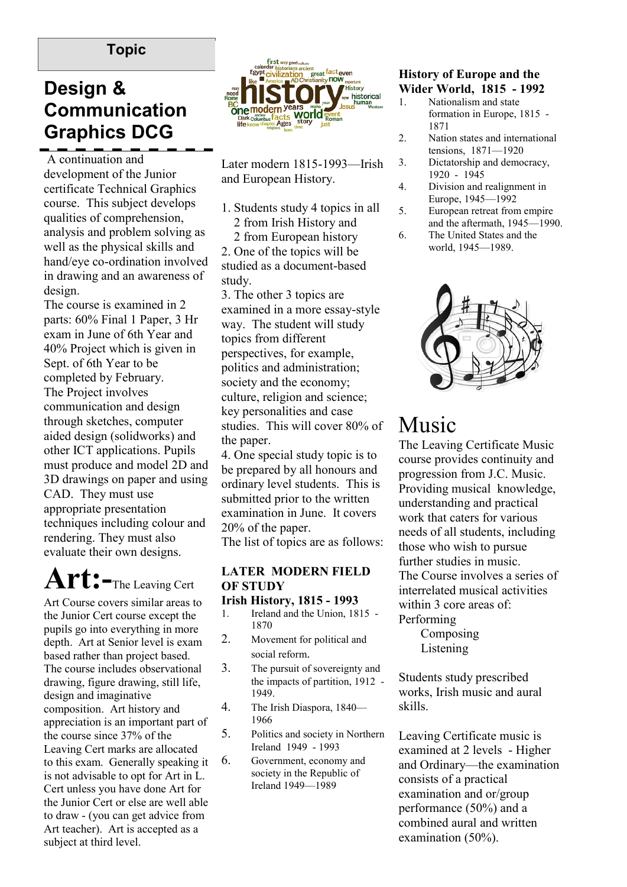**Topic**

## Design & Communication Graphics DCG

A continuation and development of the Junior certificate Technical Graphics course. This subject develops qualities of comprehension, analysis and problem solving as well as the physical skills and hand/eye co-ordination involved in drawing and an awareness of design.

The course is examined in 2 parts: 60% Final 1 Paper, 3 Hr exam in June of 6th Year and 40% Project which is given in Sept. of 6th Year to be completed by February.

The Project involves communication and design through sketches, computer aided design (solidworks) and other ICT applications. Pupils must produce and model 2D and 3D drawings on paper and using CAD. They must use appropriate presentation techniques including colour and rendering. They must also evaluate their own designs.

## Art:-

The Leaving Cert Art Course covers similar areas to the Junior Cert course except the pupils go into everything in more depth. Art at Senior level is exam based rather than project based. The course includes observational drawing, figure drawing, still life, design and imaginative composition. Art history and appreciation is an important part of the course since 37% of the Leaving Cert marks are allocated to this exam. Generally speaking it is not advisable to opt for Art in L. Cert unless you have done Art for the Junior Cert or else are well able to draw - (you can get advice from Art teacher). Art is accepted as a subject at third level.

Later modern 1815-1993—Irish and European History.

1. Students study 4 topics in all 2 from Irish History and 2 from European history
2. One of the topics will be studied as a document-based study.
3. The other 3 topics are examined in a more essay-style way. The student will study topics from different perspectives, for example, politics and administration; society and the economy; culture, religion and science; key personalities and case studies. This will cover 80% of the paper.
4. One special study topic is to be prepared by all honours and ordinary level students. This is submitted prior to the written examination in June. It covers 20% of the paper.

The list of topics are as follows:

**LATER MODERN FIELD OF STUDY**

**Irish History, 1815 - 1993**

1. Ireland and the Union, 1815 - 1870
2. Movement for political and social reform.
3. The pursuit of sovereignty and the impacts of partition, 1912 - 1949.
4. The Irish Diaspora, 1840—1966
5. Politics and society in Northern Ireland 1949 - 1993
6. Government, economy and society in the Republic of Ireland 1949—1989

**History of Europe and the Wider World, 1815 - 1992**

1. Nationalism and state formation in Europe, 1815 - 1871
2. Nation states and international tensions, 1871—1920
3. Dictatorship and democracy, 1920 - 1945
4. Division and realignment in Europe, 1945—1992
5. European retreat from empire and the aftermath, 1945—1990.
6. The United States and the world, 1945—1989.

## Music

The Leaving Certificate Music course provides continuity and progression from J.C. Music. Providing musical knowledge, understanding and practical work that caters for various needs of all students, including those who wish to pursue further studies in music.

The Course involves a series of interrelated musical activities within 3 core areas of:

Performing
Composing
Listening

Students study prescribed works, Irish music and aural skills.

Leaving Certificate music is examined at 2 levels - Higher and Ordinary—the examination consists of a practical examination and or/group performance (50%) and a combined aural and written examination (50%).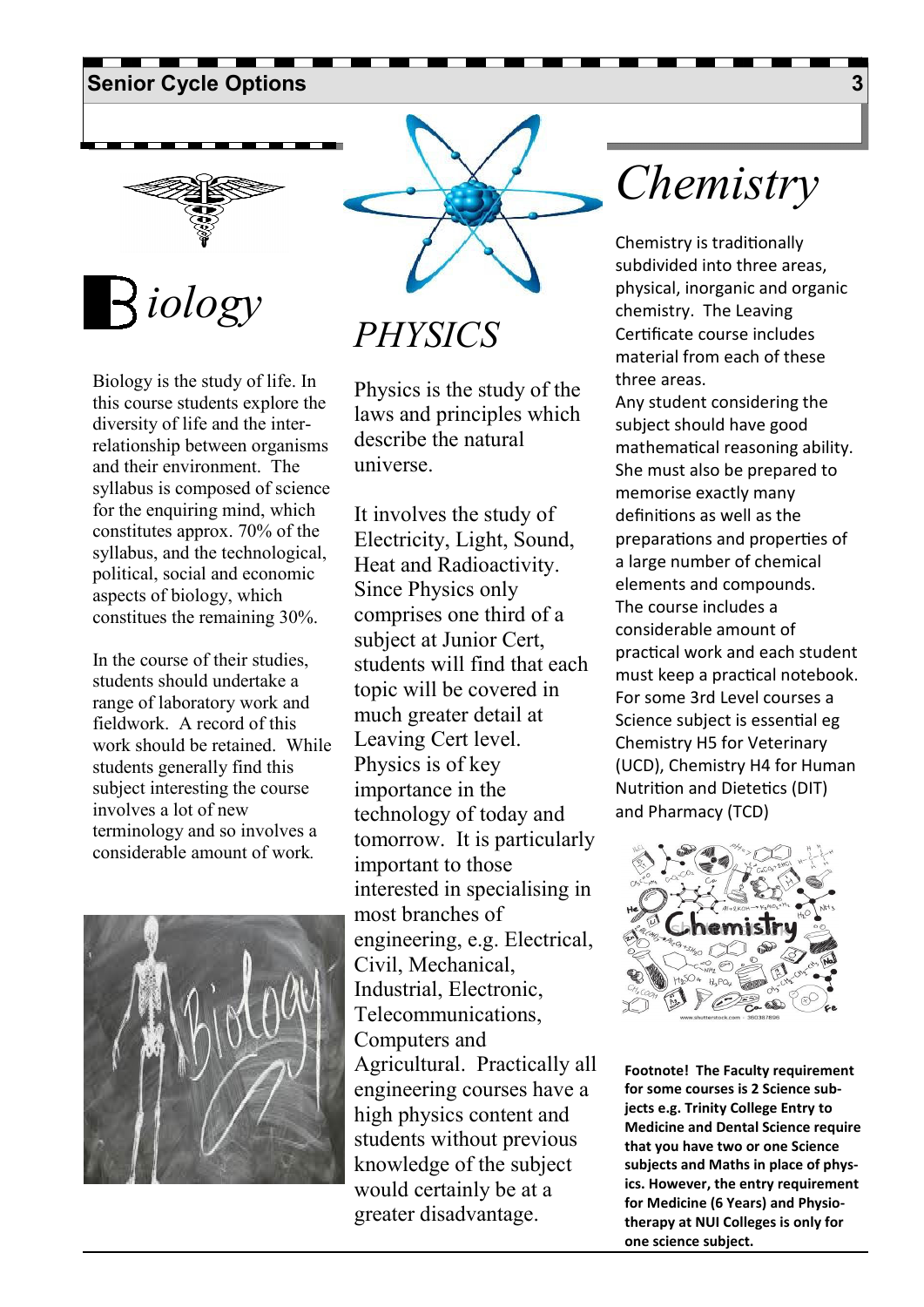# Biology

Biology is the study of life. In this course students explore the diversity of life and the inter-relationship between organisms and their environment. The syllabus is composed of science for the enquiring mind, which constitutes approx. 70% of the syllabus, and the technological, political, social and economic aspects of biology, which constitues the remaining 30%.

In the course of their studies, students should undertake a range of laboratory work and fieldwork. A record of this work should be retained. While students generally find this subject interesting the course involves a lot of new terminology and so involves a considerable amount of work.

# PHYSICS

Physics is the study of the laws and principles which describe the natural universe.

It involves the study of Electricity, Light, Sound, Heat and Radioactivity. Since Physics only comprises one third of a subject at Junior Cert, students will find that each topic will be covered in much greater detail at Leaving Cert level. Physics is of key importance in the technology of today and tomorrow. It is particularly important to those interested in specialising in most branches of engineering, e.g. Electrical, Civil, Mechanical, Industrial, Electronic, Telecommunications, Computers and Agricultural. Practically all engineering courses have a high physics content and students without previous knowledge of the subject would certainly be at a greater disadvantage.

# Chemistry

Chemistry is traditionally subdivided into three areas, physical, inorganic and organic chemistry. The Leaving Certificate course includes material from each of these three areas.

Any student considering the subject should have good mathematical reasoning ability. She must also be prepared to memorise exactly many definitions as well as the preparations and properties of a large number of chemical elements and compounds.

The course includes a considerable amount of practical work and each student must keep a practical notebook.

For some 3rd Level courses a Science subject is essential eg Chemistry H5 for Veterinary (UCD), Chemistry H4 for Human Nutrition and Dietetics (DIT) and Pharmacy (TCD)

**Footnote! The Faculty requirement for some courses is 2 Science subjects e.g. Trinity College Entry to Medicine and Dental Science require that you have two or one Science subjects and Maths in place of physics. However, the entry requirement for Medicine (6 Years) and Physiotherapy at NUI Colleges is only for one science subject.**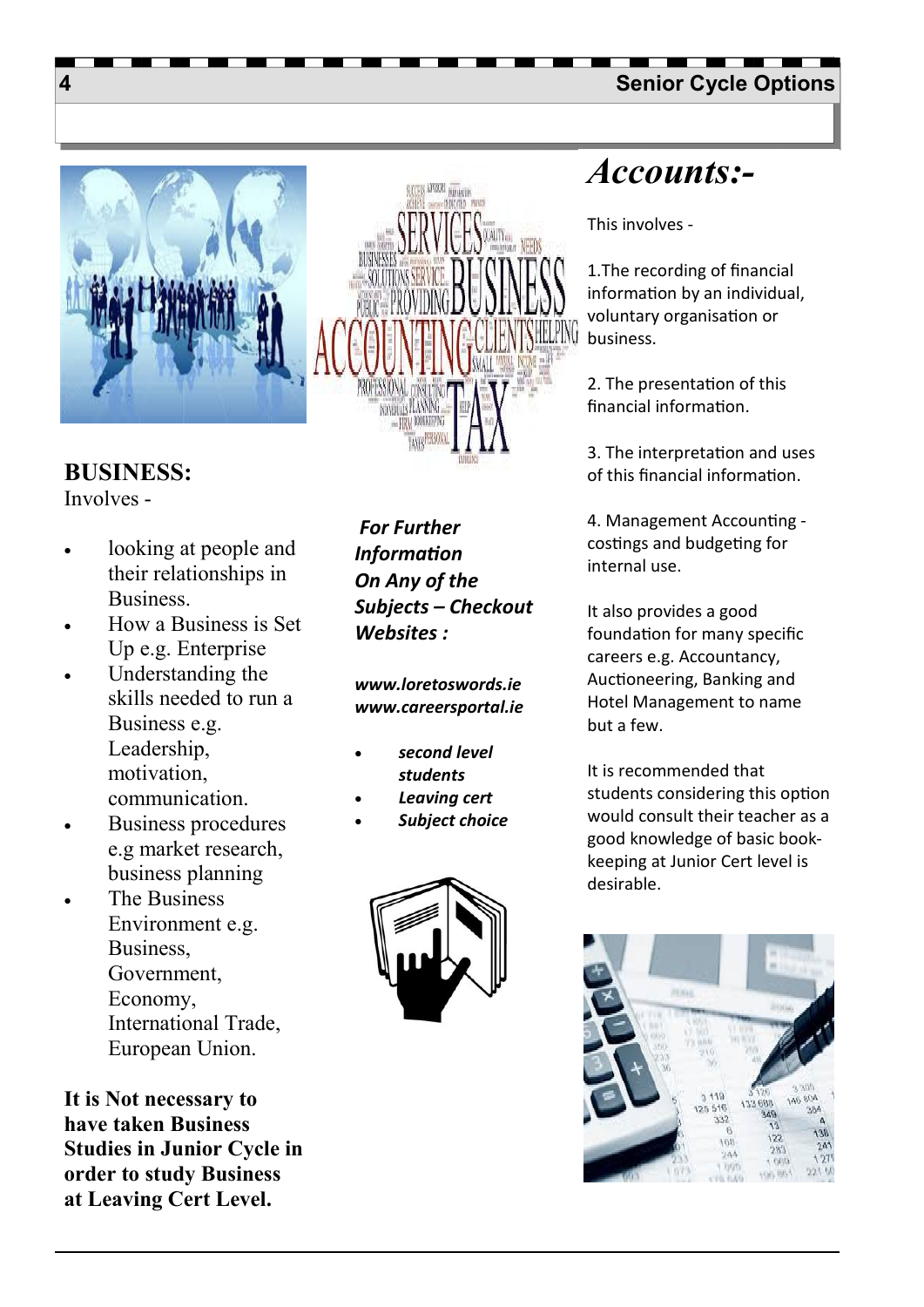## BUSINESS:

Involves -

- looking at people and their relationships in Business.
- How a Business is Set Up e.g. Enterprise
- Understanding the skills needed to run a Business e.g. Leadership, motivation, communication.
- Business procedures e.g market research, business planning
- The Business Environment e.g. Business, Government, Economy, International Trade, European Union.

**It is Not necessary to have taken Business Studies in Junior Cycle in order to study Business at Leaving Cert Level.**

***For Further Information On Any of the Subjects – Checkout Websites :***

***www.loretoswords.ie***
***www.careersportal.ie***

- ***second level students***
- ***Leaving cert***
- ***Subject choice***

# *Accounts:-*

This involves -

1.The recording of financial information by an individual, voluntary organisation or business.

2. The presentation of this financial information.

3. The interpretation and uses of this financial information.

4. Management Accounting - costings and budgeting for internal use.

It also provides a good foundation for many specific careers e.g. Accountancy, Auctioneering, Banking and Hotel Management to name but a few.

It is recommended that students considering this option would consult their teacher as a good knowledge of basic book-keeping at Junior Cert level is desirable.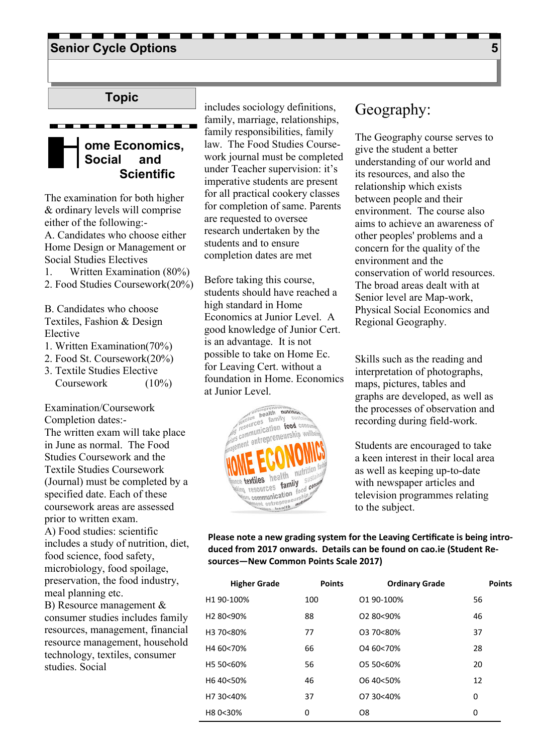## Senior Cycle Options

### Topic

### Home Economics, Social and Scientific

The examination for both higher & ordinary levels will comprise either of the following:-

A. Candidates who choose either Home Design or Management or Social Studies Electives

1. Written Examination (80%)
2. Food Studies Coursework(20%)

B. Candidates who choose Textiles, Fashion & Design Elective

1. Written Examination(70%)
2. Food St. Coursework(20%)
3. Textile Studies Elective Coursework (10%)

Examination/Coursework Completion dates:-

The written exam will take place in June as normal. The Food Studies Coursework and the Textile Studies Coursework (Journal) must be completed by a specified date. Each of these coursework areas are assessed prior to written exam.

A) Food studies: scientific includes a study of nutrition, diet, food science, food safety, microbiology, food spoilage, preservation, the food industry, meal planning etc.

B) Resource management & consumer studies includes family resources, management, financial resource management, household technology, textiles, consumer studies. Social includes sociology definitions, family, marriage, relationships, family responsibilities, family law. The Food Studies Course-work journal must be completed under Teacher supervision: it's imperative students are present for all practical cookery classes for completion of same. Parents are requested to oversee research undertaken by the students and to ensure completion dates are met

Before taking this course, students should have reached a high standard in Home Economics at Junior Level. A good knowledge of Junior Cert. is an advantage. It is not possible to take on Home Ec. for Leaving Cert. without a foundation in Home. Economics at Junior Level.

## Geography:

The Geography course serves to give the student a better understanding of our world and its resources, and also the relationship which exists between people and their environment. The course also aims to achieve an awareness of other peoples' problems and a concern for the quality of the environment and the conservation of world resources. The broad areas dealt with at Senior level are Map-work, Physical Social Economics and Regional Geography.

Skills such as the reading and interpretation of photographs, maps, pictures, tables and graphs are developed, as well as the processes of observation and recording during field-work.

Students are encouraged to take a keen interest in their local area as well as keeping up-to-date with newspaper articles and television programmes relating to the subject.

**Please note a new grading system for the Leaving Certificate is being introduced from 2017 onwards. Details can be found on cao.ie (Student Resources—New Common Points Scale 2017)**

| Higher Grade | Points | Ordinary Grade | Points |
|---|---|---|---|
| H1 90-100% | 100 | O1 90-100% | 56 |
| H2 80<90% | 88 | O2 80<90% | 46 |
| H3 70<80% | 77 | O3 70<80% | 37 |
| H4 60<70% | 66 | O4 60<70% | 28 |
| H5 50<60% | 56 | O5 50<60% | 20 |
| H6 40<50% | 46 | O6 40<50% | 12 |
| H7 30<40% | 37 | O7 30<40% | 0 |
| H8 0<30% | 0 | O8 | 0 |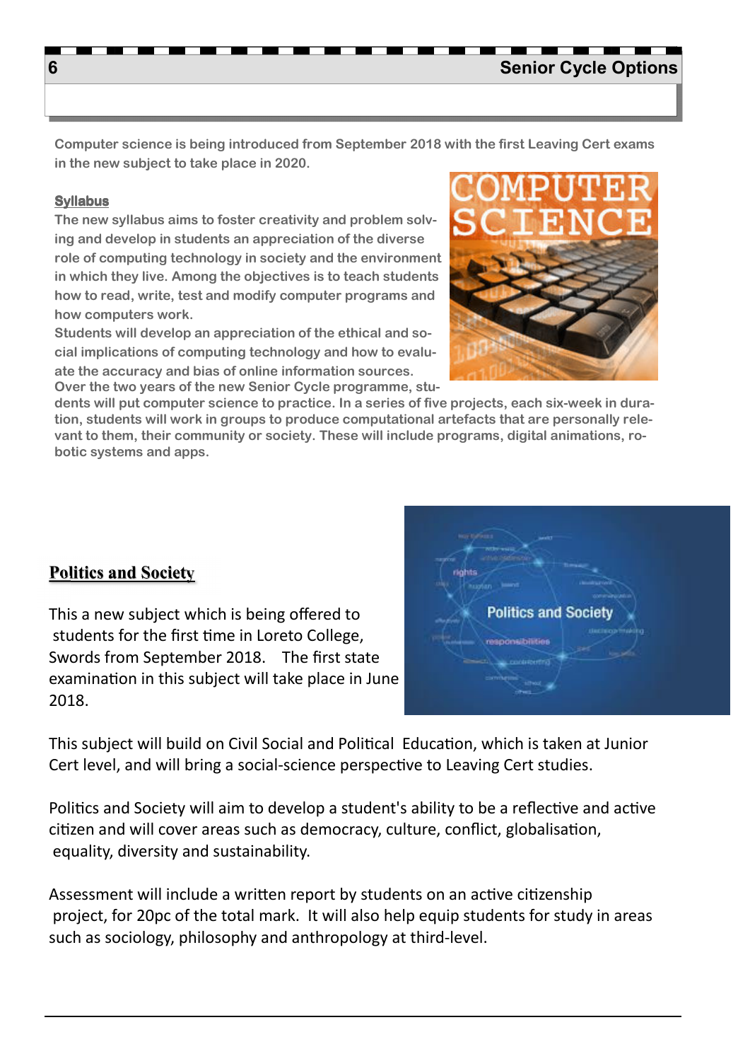Computer science is being introduced from September 2018 with the first Leaving Cert exams in the new subject to take place in 2020.

**Syllabus**

The new syllabus aims to foster creativity and problem solving and develop in students an appreciation of the diverse role of computing technology in society and the environment in which they live. Among the objectives is to teach students how to read, write, test and modify computer programs and how computers work.

Students will develop an appreciation of the ethical and social implications of computing technology and how to evaluate the accuracy and bias of online information sources.

Over the two years of the new Senior Cycle programme, students will put computer science to practice. In a series of five projects, each six-week in duration, students will work in groups to produce computational artefacts that are personally relevant to them, their community or society. These will include programs, digital animations, robotic systems and apps.

## Politics and Society

This a new subject which is being offered to students for the first time in Loreto College, Swords from September 2018. The first state examination in this subject will take place in June 2018.

This subject will build on Civil Social and Political Education, which is taken at Junior Cert level, and will bring a social-science perspective to Leaving Cert studies.

Politics and Society will aim to develop a student's ability to be a reflective and active citizen and will cover areas such as democracy, culture, conflict, globalisation, equality, diversity and sustainability.

Assessment will include a written report by students on an active citizenship project, for 20pc of the total mark. It will also help equip students for study in areas such as sociology, philosophy and anthropology at third-level.